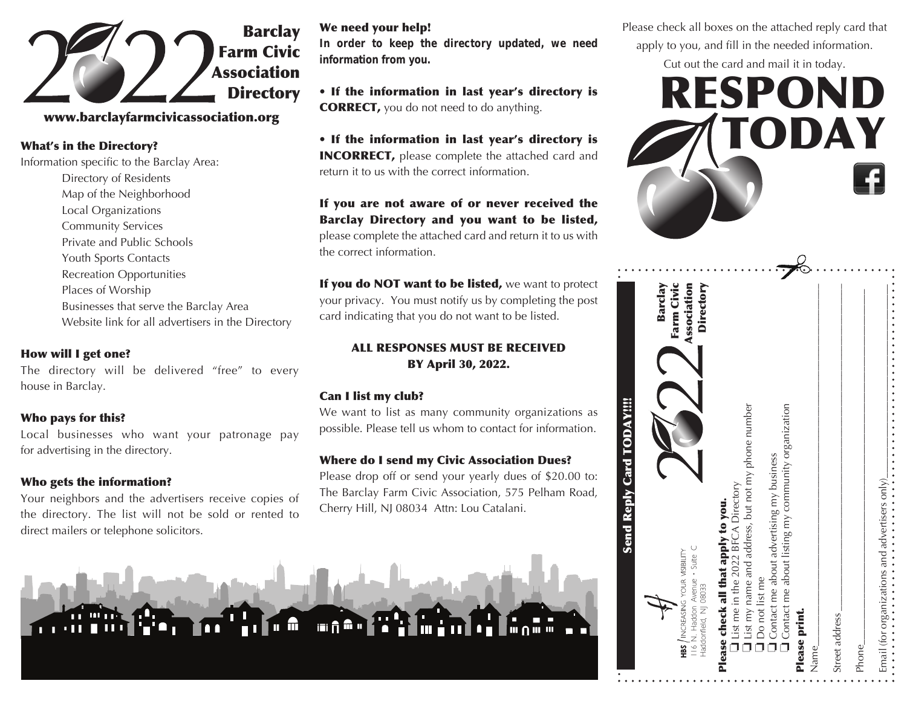# 2022 Barclay Farm Civic Association Directory

**www.barclayfarmcivicassociation.org**

### What's in the Directory?

Information specific to the Barclay Area:

- Directory of Residents
- Map of the Neighborhood
- Local Organizations
- Community Services
- Private and Public Schools
- Youth Sports Contacts
- Recreation Opportunities
- Places of Worship
- Businesses that serve the Barclay Area
- Website link for all advertisers in the Directory

### How will I get one?

The directory will be delivered "free" to every house in Barclay.

### Who pays for this?

Local businesses who want your patronage pay for advertising in the directory.

### Who gets the information?

Your neighbors and the advertisers receive copies of the directory. The list will not be sold or rented to direct mailers or telephone solicitors.

### We need your help!

***In order to keep the directory updated, we need information from you.***

• **If the information in last year's directory is CORRECT,** you do not need to do anything.

• **If the information in last year's directory is INCORRECT,** please complete the attached card and return it to us with the correct information.

**If you are not aware of or never received the Barclay Directory and you want to be listed,** please complete the attached card and return it to us with the correct information.

**If you do NOT want to be listed,** we want to protect your privacy. You must notify us by completing the post card indicating that you do not want to be listed.

**ALL RESPONSES MUST BE RECEIVED BY April 30, 2022.**

### Can I list my club?

We want to list as many community organizations as possible. Please tell us whom to contact for information.

### Where do I send my Civic Association Dues?

Please drop off or send your yearly dues of $20.00 to: The Barclay Farm Civic Association, 575 Pelham Road, Cherry Hill, NJ 08034 Attn: Lou Catalani.

Please check all boxes on the attached reply card that apply to you, and fill in the needed information. Cut out the card and mail it in today.

# RESPOND TODAY

---

**Send Reply Card TODAY!!!!**

**2022 Barclay Farm Civic Association Directory**

HBS / INCREASING YOUR VISIBILITY
116 N. Haddon Avenue • Suite C
Haddonfield, NJ 08033

**Please check all that apply to you.**

- ☐ List me in the 2022 BFCA Directory
- ☐ List my name and address, but not my phone number
- ☐ Do not list me
- ☐ Contact me about advertising my business
- ☐ Contact me about listing my community organization

**Please print.**

Name______________________________

Street address______________________________

Phone______________________________

Email (for organizations and advertisers only)______________________________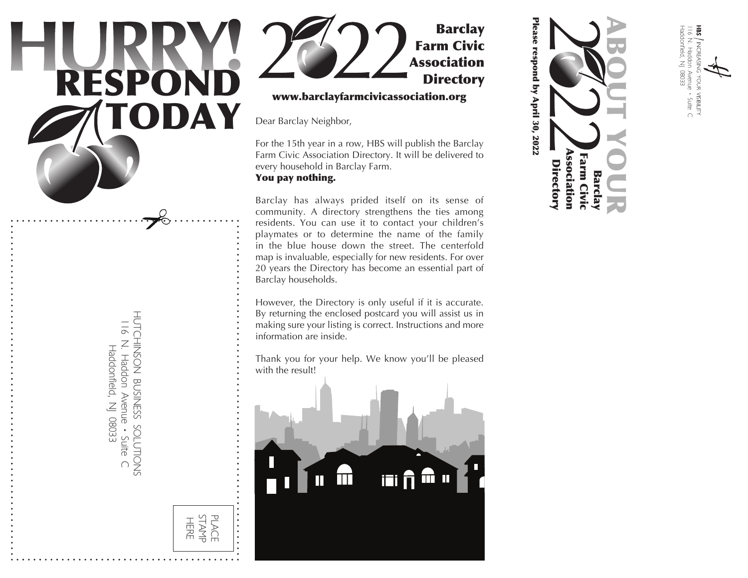# HURRY! RESPOND TODAY

HUTCHINSON BUSINESS SOLUTIONS
116 N. Haddon Avenue • Suite C
Haddonfield, NJ 08033

PLACE STAMP HERE

# 2022 Barclay Farm Civic Association Directory

**www.barclayfarmcivicassociation.org**

Dear Barclay Neighbor,

For the 15th year in a row, HBS will publish the Barclay Farm Civic Association Directory. It will be delivered to every household in Barclay Farm.
**You pay nothing.**

Barclay has always prided itself on its sense of community. A directory strengthens the ties among residents. You can use it to contact your children's playmates or to determine the name of the family in the blue house down the street. The centerfold map is invaluable, especially for new residents. For over 20 years the Directory has become an essential part of Barclay households.

However, the Directory is only useful if it is accurate. By returning the enclosed postcard you will assist us in making sure your listing is correct. Instructions and more information are inside.

Thank you for your help. We know you'll be pleased with the result!

# ABOUT YOUR 2022 Barclay Farm Civic Association Directory

**Please respond by April 30, 2022**

**HBS** / INCREASING YOUR VISIBILITY
116 N. Haddon Avenue • Suite C
Haddonfield, NJ 08033